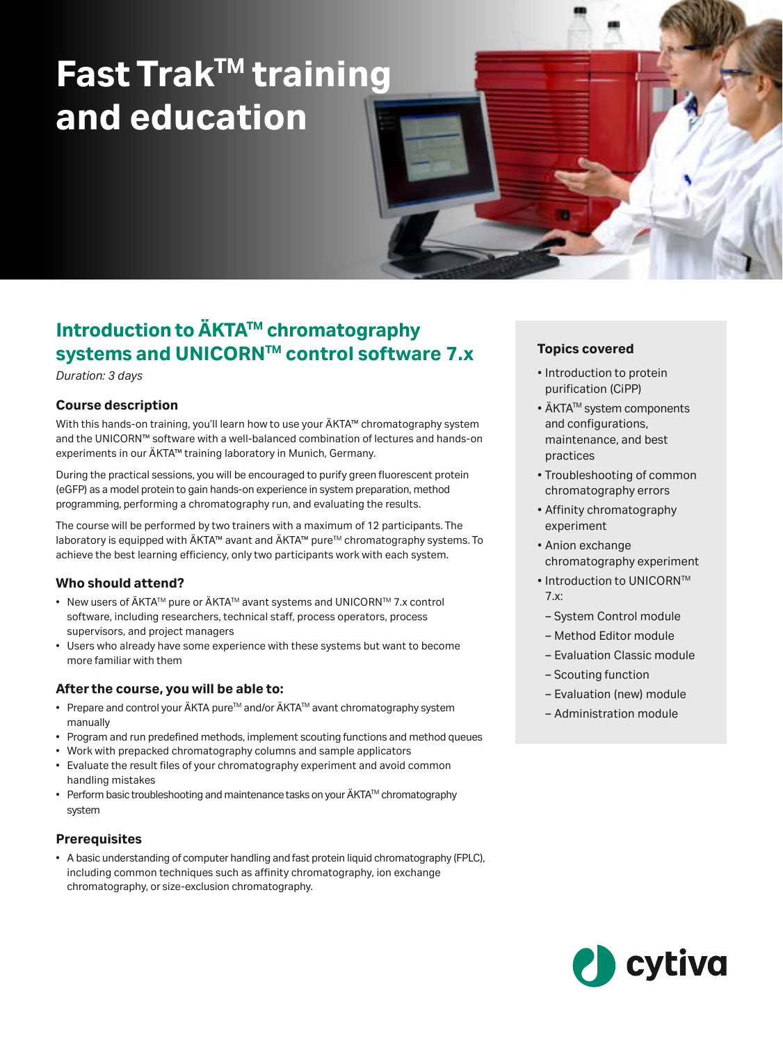# Fast Trak™ training and education

## Introduction to ÄKTA™ chromatography systems and UNICORN™ control software 7.x

*Duration: 3 days*

### Course description

With this hands-on training, you'll learn how to use your ÄKTA™ chromatography system and the UNICORN™ software with a well-balanced combination of lectures and hands-on experiments in our ÄKTA™ training laboratory in Munich, Germany.

During the practical sessions, you will be encouraged to purify green fluorescent protein (eGFP) as a model protein to gain hands-on experience in system preparation, method programming, performing a chromatography run, and evaluating the results.

The course will be performed by two trainers with a maximum of 12 participants. The laboratory is equipped with ÄKTA™ avant and ÄKTA™ pure™ chromatography systems. To achieve the best learning efficiency, only two participants work with each system.

### Who should attend?

- New users of ÄKTA™ pure or ÄKTA™ avant systems and UNICORN™ 7.x control software, including researchers, technical staff, process operators, process supervisors, and project managers
- Users who already have some experience with these systems but want to become more familiar with them

### After the course, you will be able to:

- Prepare and control your ÄKTA pure™ and/or ÄKTA™ avant chromatography system manually
- Program and run predefined methods, implement scouting functions and method queues
- Work with prepacked chromatography columns and sample applicators
- Evaluate the result files of your chromatography experiment and avoid common handling mistakes
- Perform basic troubleshooting and maintenance tasks on your ÄKTA™ chromatography system

### Prerequisites

- A basic understanding of computer handling and fast protein liquid chromatography (FPLC), including common techniques such as affinity chromatography, ion exchange chromatography, or size-exclusion chromatography.

### Topics covered

- Introduction to protein purification (CiPP)
- ÄKTA™ system components and configurations, maintenance, and best practices
- Troubleshooting of common chromatography errors
- Affinity chromatography experiment
- Anion exchange chromatography experiment
- Introduction to UNICORN™ 7.x:
  - System Control module
  - Method Editor module
  - Evaluation Classic module
  - Scouting function
  - Evaluation (new) module
  - Administration module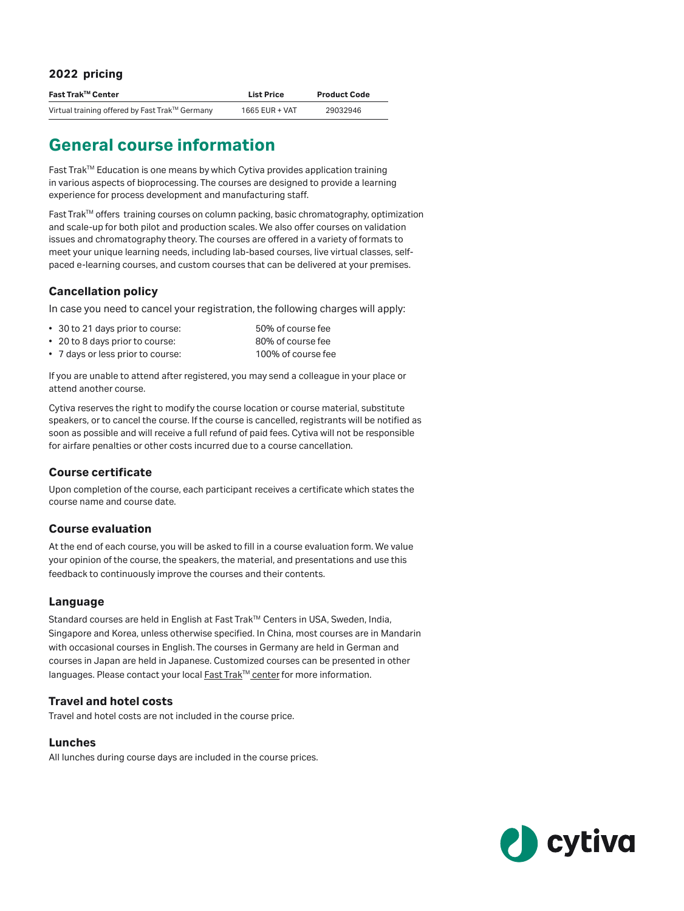**2022 pricing**

| Fast Trak™ Center | List Price | Product Code |
|---|---|---|
| Virtual training offered by Fast Trak™ Germany | 1665 EUR + VAT | 29032946 |

# General course information

Fast Trak™ Education is one means by which Cytiva provides application training in various aspects of bioprocessing. The courses are designed to provide a learning experience for process development and manufacturing staff.

Fast Trak™ offers training courses on column packing, basic chromatography, optimization and scale-up for both pilot and production scales. We also offer courses on validation issues and chromatography theory. The courses are offered in a variety of formats to meet your unique learning needs, including lab-based courses, live virtual classes, self-paced e-learning courses, and custom courses that can be delivered at your premises.

### Cancellation policy

In case you need to cancel your registration, the following charges will apply:

- 30 to 21 days prior to course: 50% of course fee
- 20 to 8 days prior to course: 80% of course fee
- 7 days or less prior to course: 100% of course fee

If you are unable to attend after registered, you may send a colleague in your place or attend another course.

Cytiva reserves the right to modify the course location or course material, substitute speakers, or to cancel the course. If the course is cancelled, registrants will be notified as soon as possible and will receive a full refund of paid fees. Cytiva will not be responsible for airfare penalties or other costs incurred due to a course cancellation.

### Course certificate

Upon completion of the course, each participant receives a certificate which states the course name and course date.

### Course evaluation

At the end of each course, you will be asked to fill in a course evaluation form. We value your opinion of the course, the speakers, the material, and presentations and use this feedback to continuously improve the courses and their contents.

### Language

Standard courses are held in English at Fast Trak™ Centers in USA, Sweden, India, Singapore and Korea, unless otherwise specified. In China, most courses are in Mandarin with occasional courses in English. The courses in Germany are held in German and courses in Japan are held in Japanese. Customized courses can be presented in other languages. Please contact your local Fast Trak™ center for more information.

### Travel and hotel costs

Travel and hotel costs are not included in the course price.

### Lunches

All lunches during course days are included in the course prices.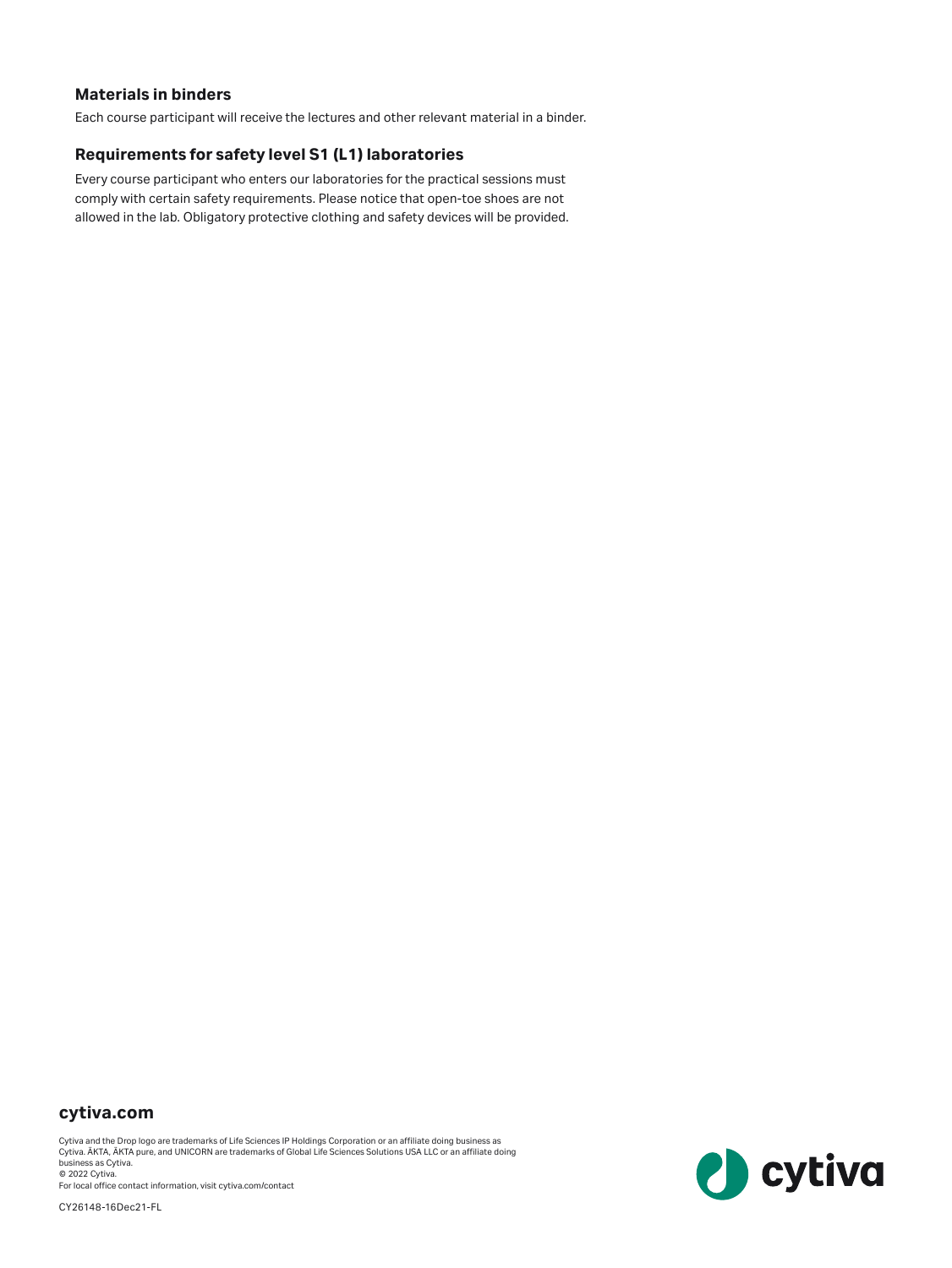### Materials in binders

Each course participant will receive the lectures and other relevant material in a binder.

### Requirements for safety level S1 (L1) laboratories

Every course participant who enters our laboratories for the practical sessions must comply with certain safety requirements. Please notice that open-toe shoes are not allowed in the lab. Obligatory protective clothing and safety devices will be provided.

**cytiva.com**

Cytiva and the Drop logo are trademarks of Life Sciences IP Holdings Corporation or an affiliate doing business as Cytiva. ÄKTA, ÄKTA pure, and UNICORN are trademarks of Global Life Sciences Solutions USA LLC or an affiliate doing business as Cytiva.
© 2022 Cytiva.
For local office contact information, visit cytiva.com/contact

CY26148-16Dec21-FL